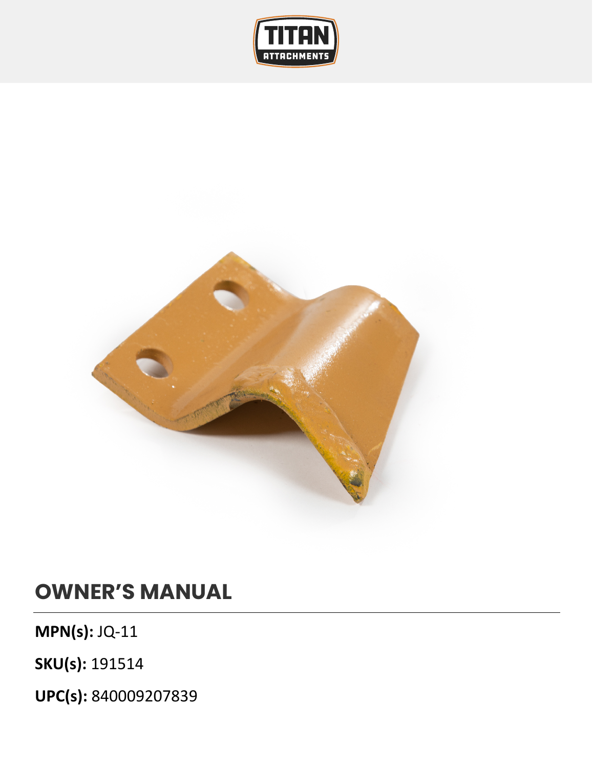# OWNER'S MANUAL

**MPN(s):** JQ-11

**SKU(s):** 191514

**UPC(s):** 840009207839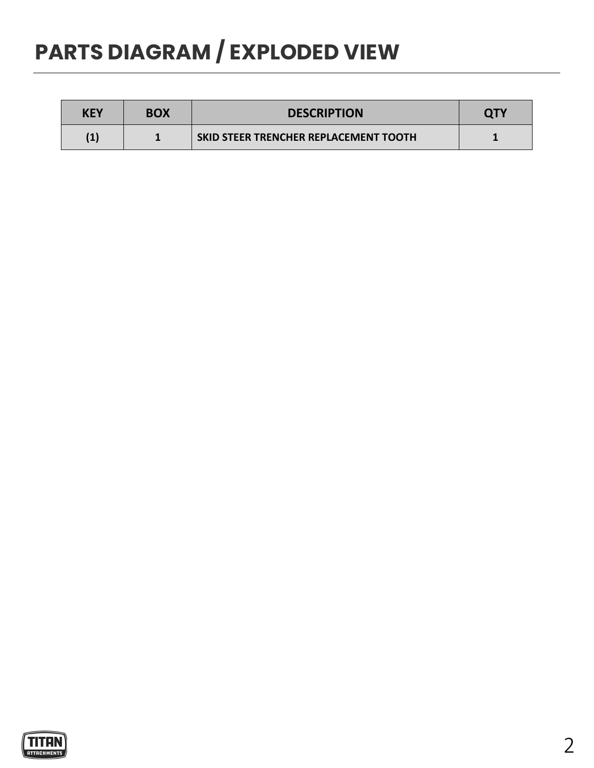# PARTS DIAGRAM / EXPLODED VIEW

| KEY | BOX | DESCRIPTION | QTY |
|---|---|---|---|
| (1) | 1 | SKID STEER TRENCHER REPLACEMENT TOOTH | 1 |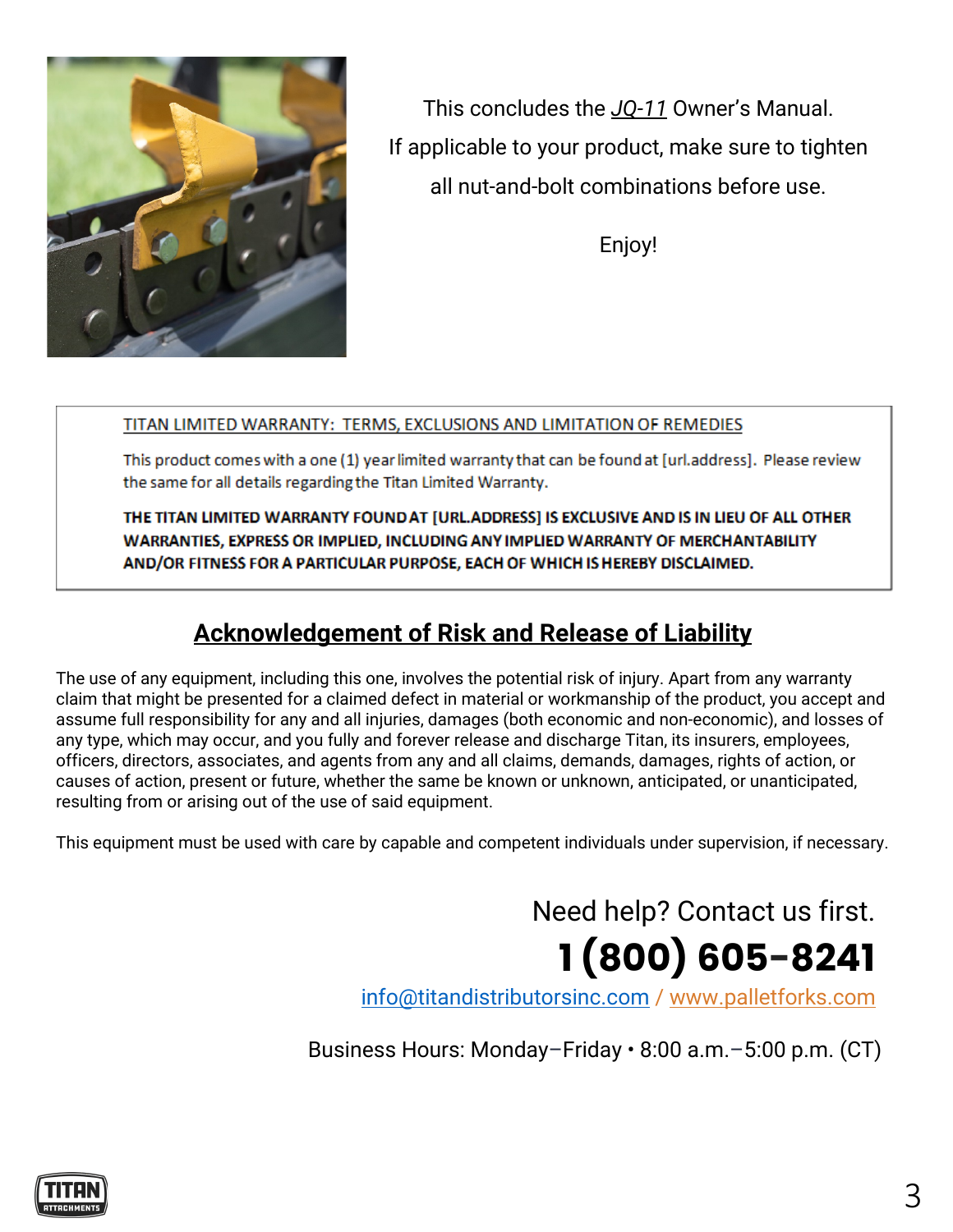This concludes the *JQ-11* Owner's Manual.
If applicable to your product, make sure to tighten all nut-and-bolt combinations before use.

Enjoy!

TITAN LIMITED WARRANTY: TERMS, EXCLUSIONS AND LIMITATION OF REMEDIES

This product comes with a one (1) year limited warranty that can be found at [url.address]. Please review the same for all details regarding the Titan Limited Warranty.

**THE TITAN LIMITED WARRANTY FOUND AT [URL.ADDRESS] IS EXCLUSIVE AND IS IN LIEU OF ALL OTHER WARRANTIES, EXPRESS OR IMPLIED, INCLUDING ANY IMPLIED WARRANTY OF MERCHANTABILITY AND/OR FITNESS FOR A PARTICULAR PURPOSE, EACH OF WHICH IS HEREBY DISCLAIMED.**

## Acknowledgement of Risk and Release of Liability

The use of any equipment, including this one, involves the potential risk of injury. Apart from any warranty claim that might be presented for a claimed defect in material or workmanship of the product, you accept and assume full responsibility for any and all injuries, damages (both economic and non-economic), and losses of any type, which may occur, and you fully and forever release and discharge Titan, its insurers, employees, officers, directors, associates, and agents from any and all claims, demands, damages, rights of action, or causes of action, present or future, whether the same be known or unknown, anticipated, or unanticipated, resulting from or arising out of the use of said equipment.

This equipment must be used with care by capable and competent individuals under supervision, if necessary.

Need help? Contact us first.

**1 (800) 605-8241**

info@titandistributorsinc.com / www.palletforks.com

Business Hours: Monday–Friday • 8:00 a.m.–5:00 p.m. (CT)